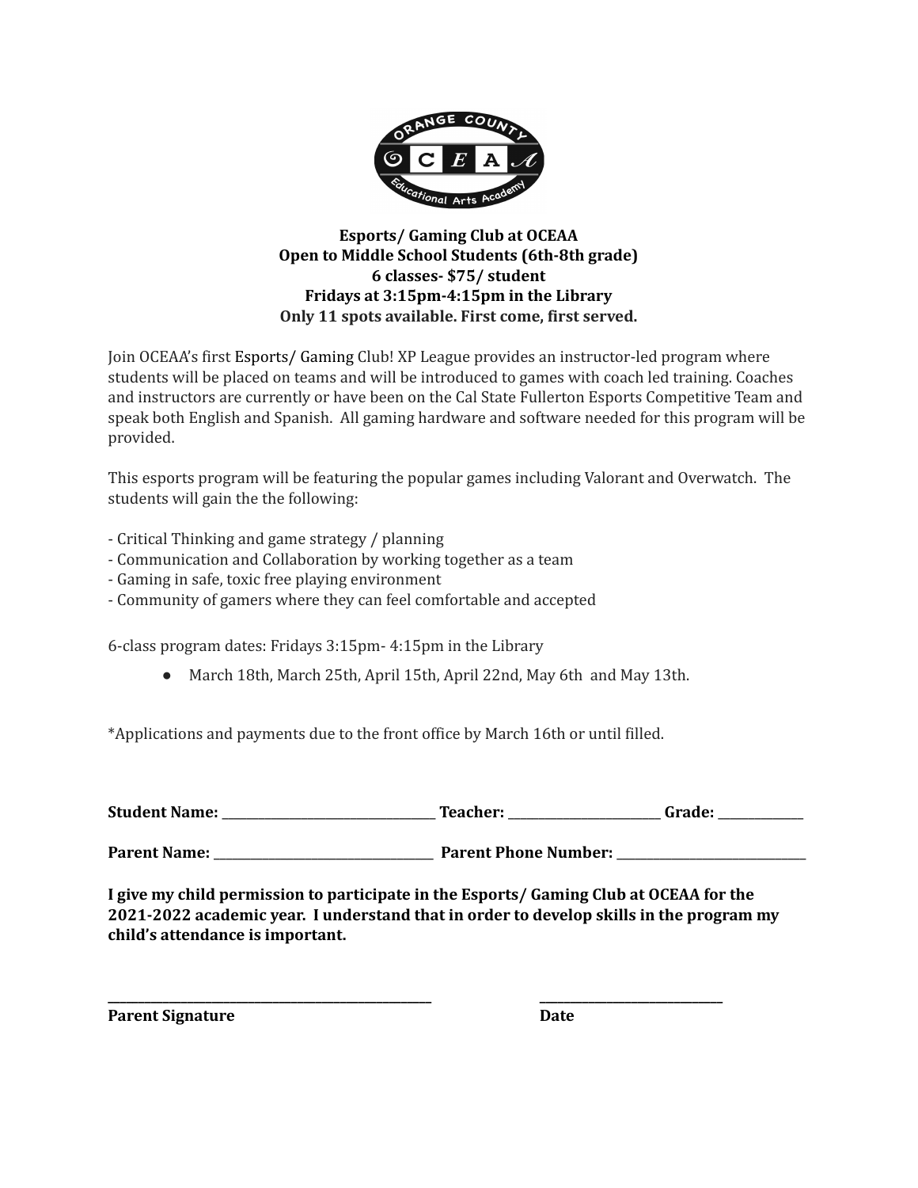**Esports/ Gaming Club at OCEAA**
**Open to Middle School Students (6th-8th grade)**
**6 classes- $75/ student**
**Fridays at 3:15pm-4:15pm in the Library**
**Only 11 spots available. First come, first served.**

Join OCEAA's first Esports/ Gaming Club! XP League provides an instructor-led program where students will be placed on teams and will be introduced to games with coach led training. Coaches and instructors are currently or have been on the Cal State Fullerton Esports Competitive Team and speak both English and Spanish. All gaming hardware and software needed for this program will be provided.

This esports program will be featuring the popular games including Valorant and Overwatch. The students will gain the the following:

- Critical Thinking and game strategy / planning
- Communication and Collaboration by working together as a team
- Gaming in safe, toxic free playing environment
- Community of gamers where they can feel comfortable and accepted

6-class program dates: Fridays 3:15pm- 4:15pm in the Library

- March 18th, March 25th, April 15th, April 22nd, May 6th and May 13th.

*Applications and payments due to the front office by March 16th or until filled.

**Student Name:** ______________________ **Teacher:** ________________ **Grade:** __________

**Parent Name:** ______________________ **Parent Phone Number:** ____________________

**I give my child permission to participate in the Esports/ Gaming Club at OCEAA for the 2021-2022 academic year. I understand that in order to develop skills in the program my child's attendance is important.**

________________________________ ____________________

**Parent Signature** **Date**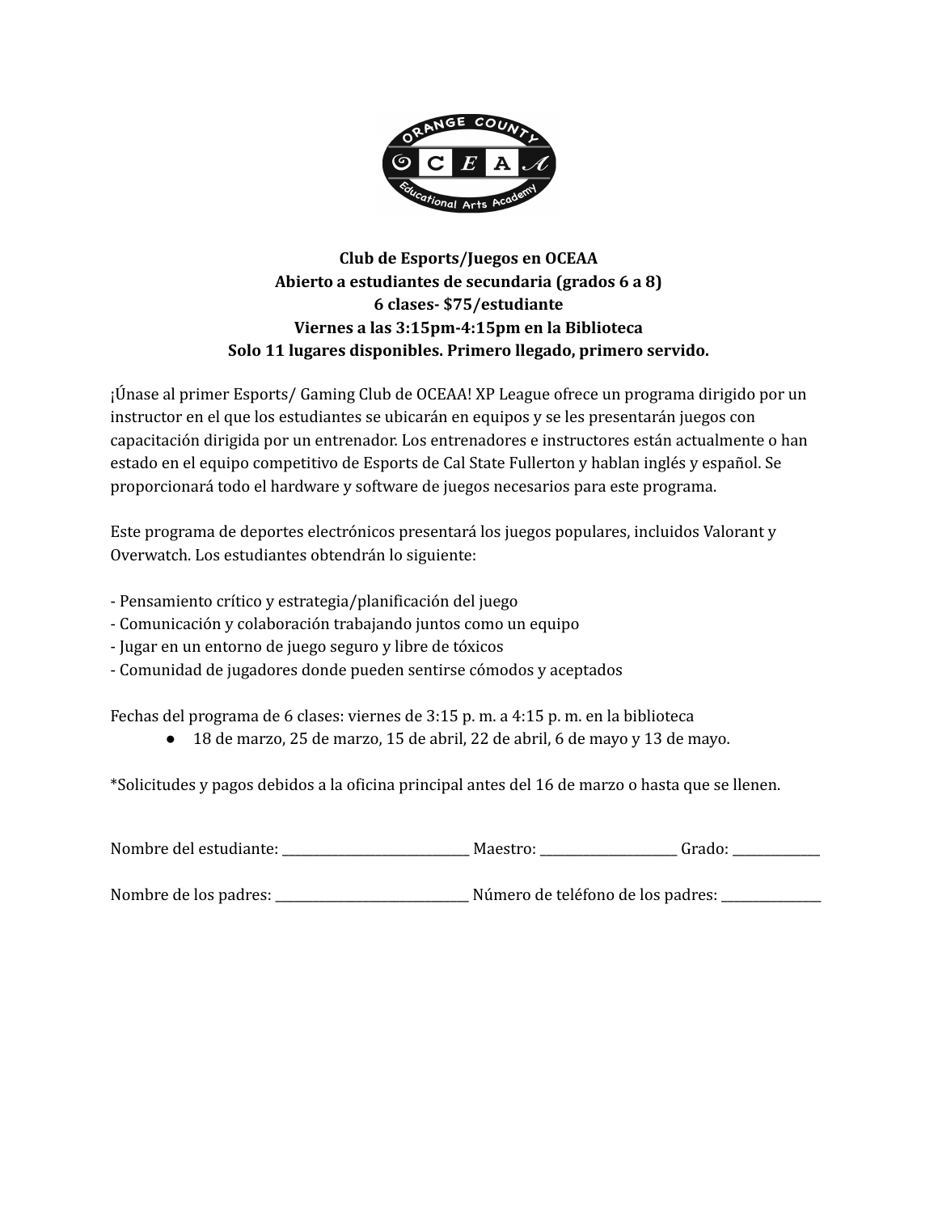**Club de Esports/Juegos en OCEAA**
**Abierto a estudiantes de secundaria (grados 6 a 8)**
**6 clases- $75/estudiante**
**Viernes a las 3:15pm-4:15pm en la Biblioteca**
**Solo 11 lugares disponibles. Primero llegado, primero servido.**

¡Únase al primer Esports/ Gaming Club de OCEAA! XP League ofrece un programa dirigido por un instructor en el que los estudiantes se ubicarán en equipos y se les presentarán juegos con capacitación dirigida por un entrenador. Los entrenadores e instructores están actualmente o han estado en el equipo competitivo de Esports de Cal State Fullerton y hablan inglés y español. Se proporcionará todo el hardware y software de juegos necesarios para este programa.

Este programa de deportes electrónicos presentará los juegos populares, incluidos Valorant y Overwatch. Los estudiantes obtendrán lo siguiente:

- Pensamiento crítico y estrategia/planificación del juego
- Comunicación y colaboración trabajando juntos como un equipo
- Jugar en un entorno de juego seguro y libre de tóxicos
- Comunidad de jugadores donde pueden sentirse cómodos y aceptados

Fechas del programa de 6 clases: viernes de 3:15 p. m. a 4:15 p. m. en la biblioteca

- 18 de marzo, 25 de marzo, 15 de abril, 22 de abril, 6 de mayo y 13 de mayo.

*Solicitudes y pagos debidos a la oficina principal antes del 16 de marzo o hasta que se llenen.

Nombre del estudiante: ___________________________ Maestro: ____________________ Grado: _____________

Nombre de los padres: ____________________________ Número de teléfono de los padres: _______________